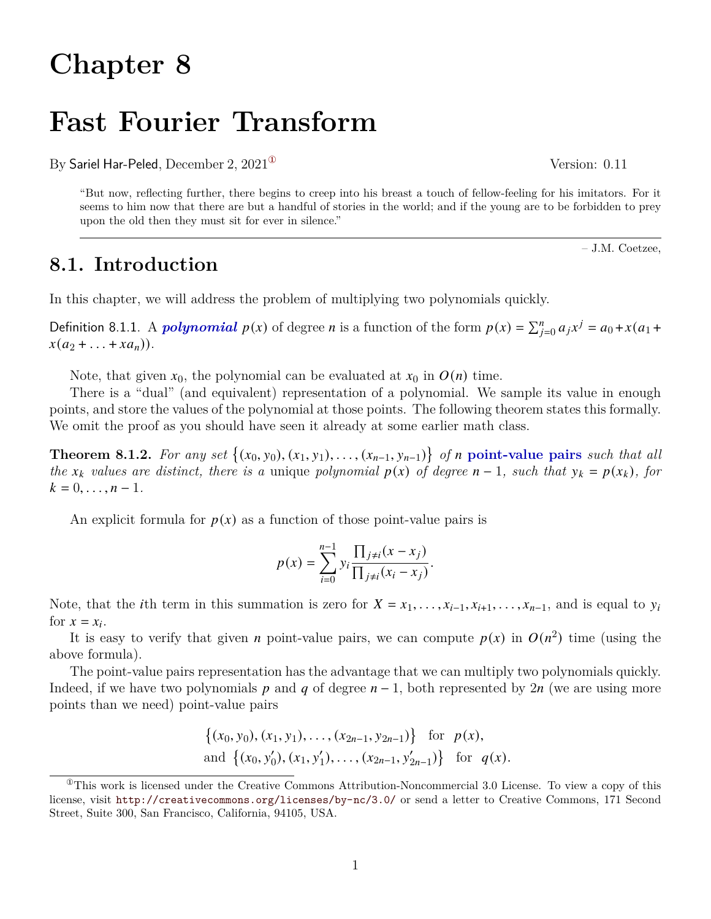# Chapter 8

# Fast Fourier Transform

By Sariel Har-Peled, December 2, 2021[1] Version: 0.11

> "But now, reflecting further, there begins to creep into his breast a touch of fellow-feeling for his imitators. For it seems to him now that there are but a handful of stories in the world; and if the young are to be forbidden to prey upon the old then they must sit for ever in silence."
>
> – J.M. Coetzee,

## 8.1. Introduction

In this chapter, we will address the problem of multiplying two polynomials quickly.

**Definition 8.1.1.** A ***polynomial*** $p(x)$ of degree $n$ is a function of the form $p(x) = \sum_{j=0}^{n} a_j x^j = a_0 + x(a_1 + x(a_2 + \ldots + x a_n))$.

Note, that given $x_0$, the polynomial can be evaluated at $x_0$ in $O(n)$ time.

There is a "dual" (and equivalent) representation of a polynomial. We sample its value in enough points, and store the values of the polynomial at those points. The following theorem states this formally. We omit the proof as you should have seen it already at some earlier math class.

**Theorem 8.1.2.** *For any set $\{(x_0, y_0), (x_1, y_1), \ldots, (x_{n-1}, y_{n-1})\}$ of $n$* **point-value pairs** *such that all the $x_k$ values are distinct, there is a* unique *polynomial $p(x)$ of degree $n-1$, such that $y_k = p(x_k)$, for $k = 0, \ldots, n-1$.*

An explicit formula for $p(x)$ as a function of those point-value pairs is

$$p(x) = \sum_{i=0}^{n-1} y_i \frac{\prod_{j \neq i}(x - x_j)}{\prod_{j \neq i}(x_i - x_j)}.$$

Note, that the $i$th term in this summation is zero for $X = x_1, \ldots, x_{i-1}, x_{i+1}, \ldots, x_{n-1}$, and is equal to $y_i$ for $x = x_i$.

It is easy to verify that given $n$ point-value pairs, we can compute $p(x)$ in $O(n^2)$ time (using the above formula).

The point-value pairs representation has the advantage that we can multiply two polynomials quickly. Indeed, if we have two polynomials $p$ and $q$ of degree $n-1$, both represented by $2n$ (we are using more points than we need) point-value pairs

$$\{(x_0, y_0), (x_1, y_1), \ldots, (x_{2n-1}, y_{2n-1})\} \quad \text{for} \quad p(x),$$
$$\text{and} \quad \{(x_0, y'_0), (x_1, y'_1), \ldots, (x_{2n-1}, y'_{2n-1})\} \quad \text{for} \quad q(x).$$

[1] This work is licensed under the Creative Commons Attribution-Noncommercial 3.0 License. To view a copy of this license, visit http://creativecommons.org/licenses/by-nc/3.0/ or send a letter to Creative Commons, 171 Second Street, Suite 300, San Francisco, California, 94105, USA.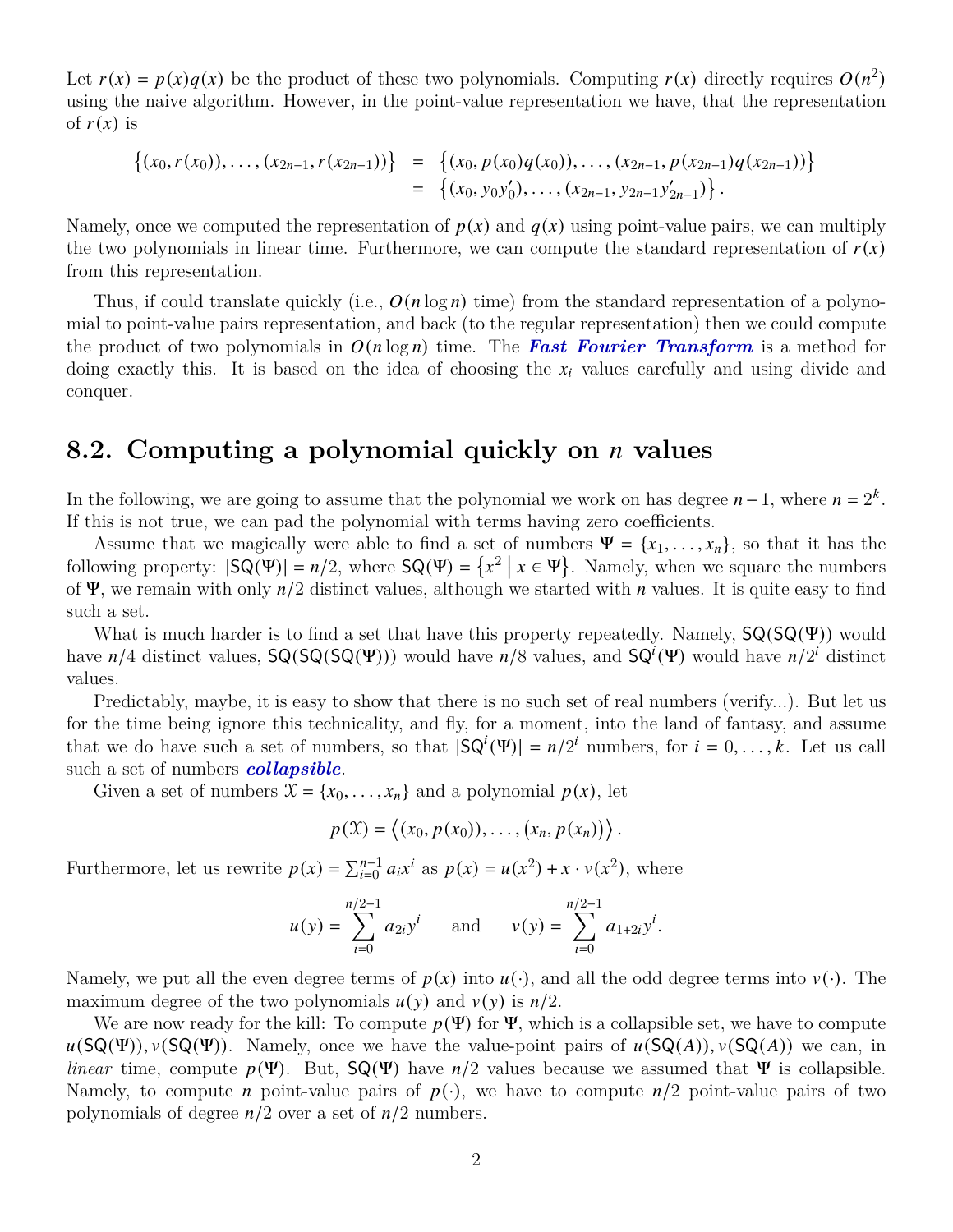Let $r(x) = p(x)q(x)$ be the product of these two polynomials. Computing $r(x)$ directly requires $O(n^2)$ using the naive algorithm. However, in the point-value representation we have, that the representation of $r(x)$ is

$$
\begin{aligned}
\{(x_0, r(x_0)), \ldots, (x_{2n-1}, r(x_{2n-1}))\} &= \{(x_0, p(x_0)q(x_0)), \ldots, (x_{2n-1}, p(x_{2n-1})q(x_{2n-1}))\} \\
&= \{(x_0, y_0 y'_0), \ldots, (x_{2n-1}, y_{2n-1} y'_{2n-1})\}.
\end{aligned}
$$

Namely, once we computed the representation of $p(x)$ and $q(x)$ using point-value pairs, we can multiply the two polynomials in linear time. Furthermore, we can compute the standard representation of $r(x)$ from this representation.

Thus, if could translate quickly (i.e., $O(n \log n)$ time) from the standard representation of a polynomial to point-value pairs representation, and back (to the regular representation) then we could compute the product of two polynomials in $O(n \log n)$ time. The ***Fast Fourier Transform*** is a method for doing exactly this. It is based on the idea of choosing the $x_i$ values carefully and using divide and conquer.

## 8.2. Computing a polynomial quickly on $n$ values

In the following, we are going to assume that the polynomial we work on has degree $n-1$, where $n = 2^k$. If this is not true, we can pad the polynomial with terms having zero coefficients.

Assume that we magically were able to find a set of numbers $\Psi = \{x_1, \ldots, x_n\}$, so that it has the following property: $|\mathsf{SQ}(\Psi)| = n/2$, where $\mathsf{SQ}(\Psi) = \{x^2 \mid x \in \Psi\}$. Namely, when we square the numbers of $\Psi$, we remain with only $n/2$ distinct values, although we started with $n$ values. It is quite easy to find such a set.

What is much harder is to find a set that have this property repeatedly. Namely, $\mathsf{SQ}(\mathsf{SQ}(\Psi))$ would have $n/4$ distinct values, $\mathsf{SQ}(\mathsf{SQ}(\mathsf{SQ}(\Psi)))$ would have $n/8$ values, and $\mathsf{SQ}^i(\Psi)$ would have $n/2^i$ distinct values.

Predictably, maybe, it is easy to show that there is no such set of real numbers (verify...). But let us for the time being ignore this technicality, and fly, for a moment, into the land of fantasy, and assume that we do have such a set of numbers, so that $|\mathsf{SQ}^i(\Psi)| = n/2^i$ numbers, for $i = 0, \ldots, k$. Let us call such a set of numbers ***collapsible***.

Given a set of numbers $\mathcal{X} = \{x_0, \ldots, x_n\}$ and a polynomial $p(x)$, let

$$
p(\mathcal{X}) = \langle (x_0, p(x_0)), \ldots, (x_n, p(x_n)) \rangle .
$$

Furthermore, let us rewrite $p(x) = \sum_{i=0}^{n-1} a_i x^i$ as $p(x) = u(x^2) + x \cdot v(x^2)$, where

$$
u(y) = \sum_{i=0}^{n/2-1} a_{2i} y^i \qquad \text{and} \qquad v(y) = \sum_{i=0}^{n/2-1} a_{1+2i} y^i .
$$

Namely, we put all the even degree terms of $p(x)$ into $u(\cdot)$, and all the odd degree terms into $v(\cdot)$. The maximum degree of the two polynomials $u(y)$ and $v(y)$ is $n/2$.

We are now ready for the kill: To compute $p(\Psi)$ for $\Psi$, which is a collapsible set, we have to compute $u(\mathsf{SQ}(\Psi)), v(\mathsf{SQ}(\Psi))$. Namely, once we have the value-point pairs of $u(\mathsf{SQ}(A)), v(\mathsf{SQ}(A))$ we can, in *linear* time, compute $p(\Psi)$. But, $\mathsf{SQ}(\Psi)$ have $n/2$ values because we assumed that $\Psi$ is collapsible. Namely, to compute $n$ point-value pairs of $p(\cdot)$, we have to compute $n/2$ point-value pairs of two polynomials of degree $n/2$ over a set of $n/2$ numbers.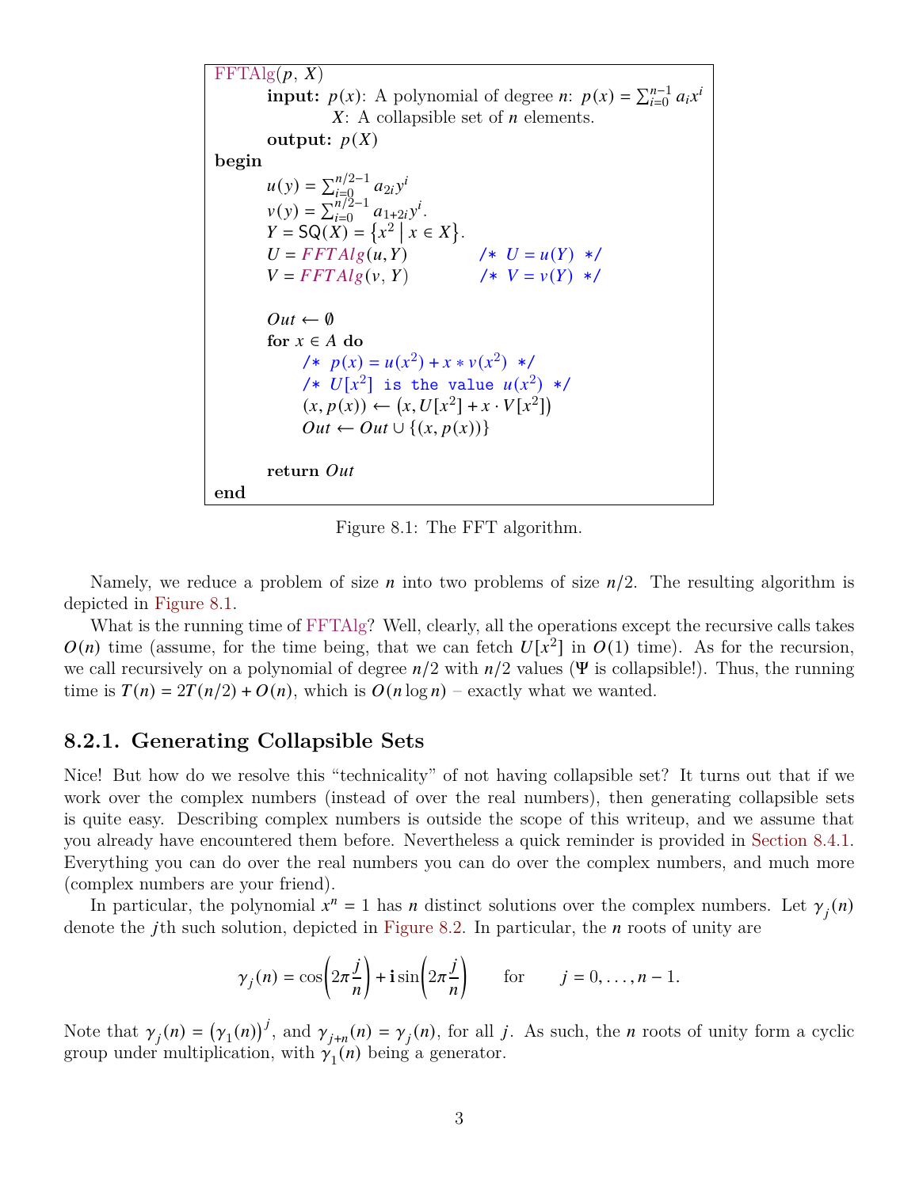```
FFTAlg(p, X)
    input: p(x): A polynomial of degree n: p(x) = sum_{i=0}^{n-1} a_i x^i
           X: A collapsible set of n elements.
    output: p(X)
begin
    u(y) = sum_{i=0}^{n/2-1} a_{2i} y^i
    v(y) = sum_{i=0}^{n/2-1} a_{1+2i} y^i.
    Y = SQ(X) = { x^2 | x ∈ X }.
    U = FFTAlg(u, Y)          /* U = u(Y) */
    V = FFTAlg(v, Y)          /* V = v(Y) */

    Out ← ∅
    for x ∈ A do
        /* p(x) = u(x^2) + x * v(x^2) */
        /* U[x^2] is the value u(x^2) */
        (x, p(x)) ← (x, U[x^2] + x · V[x^2])
        Out ← Out ∪ {(x, p(x))}

    return Out
end
```

Figure 8.1: The FFT algorithm.

Namely, we reduce a problem of size $n$ into two problems of size $n/2$. The resulting algorithm is depicted in Figure 8.1.

What is the running time of FFTAlg? Well, clearly, all the operations except the recursive calls takes $O(n)$ time (assume, for the time being, that we can fetch $U[x^2]$ in $O(1)$ time). As for the recursion, we call recursively on a polynomial of degree $n/2$ with $n/2$ values ($\Psi$ is collapsible!). Thus, the running time is $T(n) = 2T(n/2) + O(n)$, which is $O(n \log n)$ – exactly what we wanted.

### 8.2.1. Generating Collapsible Sets

Nice! But how do we resolve this "technicality" of not having collapsible set? It turns out that if we work over the complex numbers (instead of over the real numbers), then generating collapsible sets is quite easy. Describing complex numbers is outside the scope of this writeup, and we assume that you already have encountered them before. Nevertheless a quick reminder is provided in Section 8.4.1. Everything you can do over the real numbers you can do over the complex numbers, and much more (complex numbers are your friend).

In particular, the polynomial $x^n = 1$ has $n$ distinct solutions over the complex numbers. Let $\gamma_j(n)$ denote the $j$th such solution, depicted in Figure 8.2. In particular, the $n$ roots of unity are

$$\gamma_j(n) = \cos\left(2\pi \frac{j}{n}\right) + \mathbf{i} \sin\left(2\pi \frac{j}{n}\right) \qquad \text{for} \qquad j = 0, \ldots, n-1.$$

Note that $\gamma_j(n) = \left(\gamma_1(n)\right)^j$, and $\gamma_{j+n}(n) = \gamma_j(n)$, for all $j$. As such, the $n$ roots of unity form a cyclic group under multiplication, with $\gamma_1(n)$ being a generator.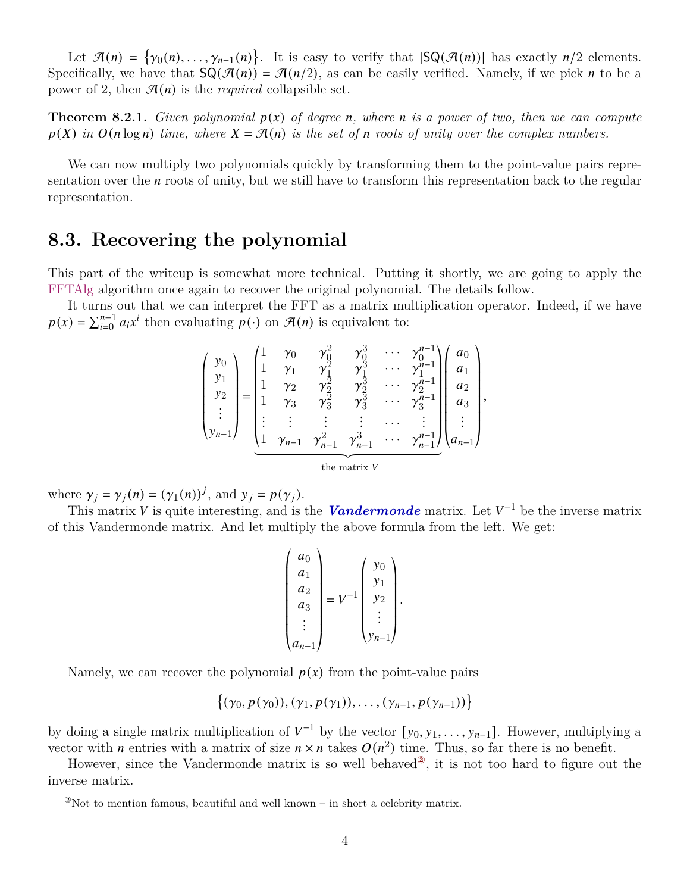Let $\mathcal{A}(n) = \{\gamma_0(n), \ldots, \gamma_{n-1}(n)\}$. It is easy to verify that $|\mathsf{SQ}(\mathcal{A}(n))|$ has exactly $n/2$ elements. Specifically, we have that $\mathsf{SQ}(\mathcal{A}(n)) = \mathcal{A}(n/2)$, as can be easily verified. Namely, if we pick $n$ to be a power of 2, then $\mathcal{A}(n)$ is the *required* collapsible set.

**Theorem 8.2.1.** *Given polynomial $p(x)$ of degree $n$, where $n$ is a power of two, then we can compute $p(X)$ in $O(n \log n)$ time, where $X = \mathcal{A}(n)$ is the set of $n$ roots of unity over the complex numbers.*

We can now multiply two polynomials quickly by transforming them to the point-value pairs representation over the $n$ roots of unity, but we still have to transform this representation back to the regular representation.

## 8.3. Recovering the polynomial

This part of the writeup is somewhat more technical. Putting it shortly, we are going to apply the FFTAlg algorithm once again to recover the original polynomial. The details follow.

It turns out that we can interpret the FFT as a matrix multiplication operator. Indeed, if we have $p(x) = \sum_{i=0}^{n-1} a_i x^i$ then evaluating $p(\cdot)$ on $\mathcal{A}(n)$ is equivalent to:

$$
\begin{pmatrix} y_0 \\ y_1 \\ y_2 \\ \vdots \\ y_{n-1} \end{pmatrix}
=
\underbrace{\begin{pmatrix}
1 & \gamma_0 & \gamma_0^2 & \gamma_0^3 & \cdots & \gamma_0^{n-1} \\
1 & \gamma_1 & \gamma_1^2 & \gamma_1^3 & \cdots & \gamma_1^{n-1} \\
1 & \gamma_2 & \gamma_2^2 & \gamma_2^3 & \cdots & \gamma_2^{n-1} \\
1 & \gamma_3 & \gamma_3^2 & \gamma_3^3 & \cdots & \gamma_3^{n-1} \\
\vdots & \vdots & \vdots & \vdots & \cdots & \vdots \\
1 & \gamma_{n-1} & \gamma_{n-1}^2 & \gamma_{n-1}^3 & \cdots & \gamma_{n-1}^{n-1}
\end{pmatrix}}_{\text{the matrix } V}
\begin{pmatrix} a_0 \\ a_1 \\ a_2 \\ a_3 \\ \vdots \\ a_{n-1} \end{pmatrix},
$$

where $\gamma_j = \gamma_j(n) = (\gamma_1(n))^j$, and $y_j = p(\gamma_j)$.

This matrix $V$ is quite interesting, and is the ***Vandermonde*** matrix. Let $V^{-1}$ be the inverse matrix of this Vandermonde matrix. And let multiply the above formula from the left. We get:

$$
\begin{pmatrix} a_0 \\ a_1 \\ a_2 \\ a_3 \\ \vdots \\ a_{n-1} \end{pmatrix}
= V^{-1}
\begin{pmatrix} y_0 \\ y_1 \\ y_2 \\ \vdots \\ y_{n-1} \end{pmatrix}.
$$

Namely, we can recover the polynomial $p(x)$ from the point-value pairs

$$
\{(\gamma_0, p(\gamma_0)), (\gamma_1, p(\gamma_1)), \ldots, (\gamma_{n-1}, p(\gamma_{n-1}))\}
$$

by doing a single matrix multiplication of $V^{-1}$ by the vector $[y_0, y_1, \ldots, y_{n-1}]$. However, multiplying a vector with $n$ entries with a matrix of size $n \times n$ takes $O(n^2)$ time. Thus, so far there is no benefit.

However, since the Vandermonde matrix is so well behaved[2], it is not too hard to figure out the inverse matrix.

[2] Not to mention famous, beautiful and well known – in short a celebrity matrix.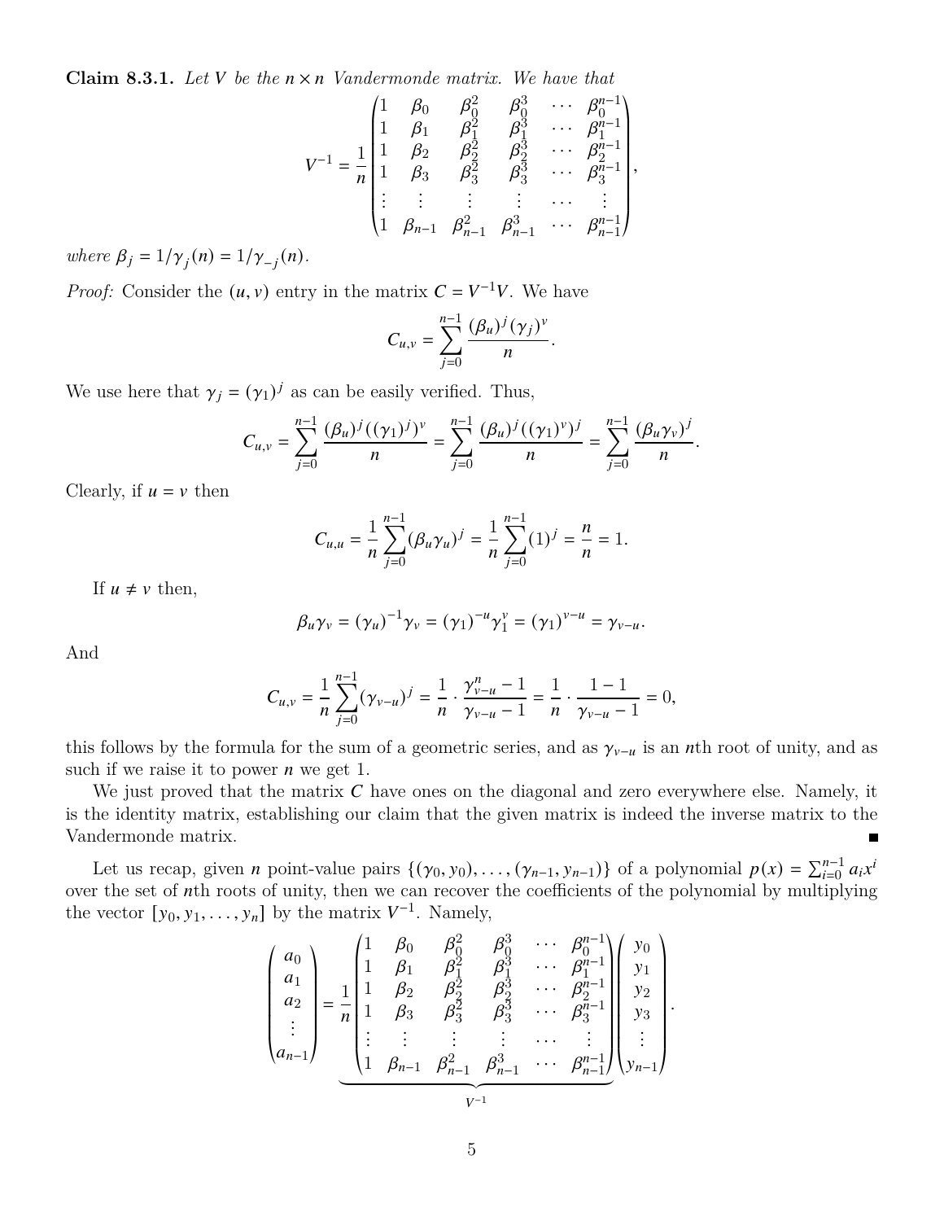**Claim 8.3.1.** *Let $V$ be the $n \times n$ Vandermonde matrix. We have that*

$$V^{-1} = \frac{1}{n}\begin{pmatrix} 1 & \beta_0 & \beta_0^2 & \beta_0^3 & \cdots & \beta_0^{n-1} \\ 1 & \beta_1 & \beta_1^2 & \beta_1^3 & \cdots & \beta_1^{n-1} \\ 1 & \beta_2 & \beta_2^2 & \beta_2^3 & \cdots & \beta_2^{n-1} \\ 1 & \beta_3 & \beta_3^2 & \beta_3^3 & \cdots & \beta_3^{n-1} \\ \vdots & \vdots & \vdots & \vdots & \cdots & \vdots \\ 1 & \beta_{n-1} & \beta_{n-1}^2 & \beta_{n-1}^3 & \cdots & \beta_{n-1}^{n-1} \end{pmatrix},$$

*where $\beta_j = 1/\gamma_j(n) = 1/\gamma_{-j}(n)$.*

*Proof:* Consider the $(u, v)$ entry in the matrix $C = V^{-1}V$. We have

$$C_{u,v} = \sum_{j=0}^{n-1} \frac{(\beta_u)^j (\gamma_j)^v}{n}.$$

We use here that $\gamma_j = (\gamma_1)^j$ as can be easily verified. Thus,

$$C_{u,v} = \sum_{j=0}^{n-1} \frac{(\beta_u)^j ((\gamma_1)^j)^v}{n} = \sum_{j=0}^{n-1} \frac{(\beta_u)^j ((\gamma_1)^v)^j}{n} = \sum_{j=0}^{n-1} \frac{(\beta_u \gamma_v)^j}{n}.$$

Clearly, if $u = v$ then

$$C_{u,u} = \frac{1}{n}\sum_{j=0}^{n-1} (\beta_u \gamma_u)^j = \frac{1}{n}\sum_{j=0}^{n-1} (1)^j = \frac{n}{n} = 1.$$

If $u \neq v$ then,

$$\beta_u \gamma_v = (\gamma_u)^{-1} \gamma_v = (\gamma_1)^{-u} \gamma_1^v = (\gamma_1)^{v-u} = \gamma_{v-u}.$$

And

$$C_{u,v} = \frac{1}{n}\sum_{j=0}^{n-1} (\gamma_{v-u})^j = \frac{1}{n} \cdot \frac{\gamma_{v-u}^n - 1}{\gamma_{v-u} - 1} = \frac{1}{n} \cdot \frac{1-1}{\gamma_{v-u} - 1} = 0,$$

this follows by the formula for the sum of a geometric series, and as $\gamma_{v-u}$ is an $n$th root of unity, and as such if we raise it to power $n$ we get 1.

We just proved that the matrix $C$ have ones on the diagonal and zero everywhere else. Namely, it is the identity matrix, establishing our claim that the given matrix is indeed the inverse matrix to the Vandermonde matrix. ■

Let us recap, given $n$ point-value pairs $\{(\gamma_0, y_0), \ldots, (\gamma_{n-1}, y_{n-1})\}$ of a polynomial $p(x) = \sum_{i=0}^{n-1} a_i x^i$ over the set of $n$th roots of unity, then we can recover the coefficients of the polynomial by multiplying the vector $[y_0, y_1, \ldots, y_n]$ by the matrix $V^{-1}$. Namely,

$$\begin{pmatrix} a_0 \\ a_1 \\ a_2 \\ \vdots \\ a_{n-1} \end{pmatrix} = \underbrace{\frac{1}{n}\begin{pmatrix} 1 & \beta_0 & \beta_0^2 & \beta_0^3 & \cdots & \beta_0^{n-1} \\ 1 & \beta_1 & \beta_1^2 & \beta_1^3 & \cdots & \beta_1^{n-1} \\ 1 & \beta_2 & \beta_2^2 & \beta_2^3 & \cdots & \beta_2^{n-1} \\ 1 & \beta_3 & \beta_3^2 & \beta_3^3 & \cdots & \beta_3^{n-1} \\ \vdots & \vdots & \vdots & \vdots & \cdots & \vdots \\ 1 & \beta_{n-1} & \beta_{n-1}^2 & \beta_{n-1}^3 & \cdots & \beta_{n-1}^{n-1} \end{pmatrix}}_{V^{-1}} \begin{pmatrix} y_0 \\ y_1 \\ y_2 \\ y_3 \\ \vdots \\ y_{n-1} \end{pmatrix}.$$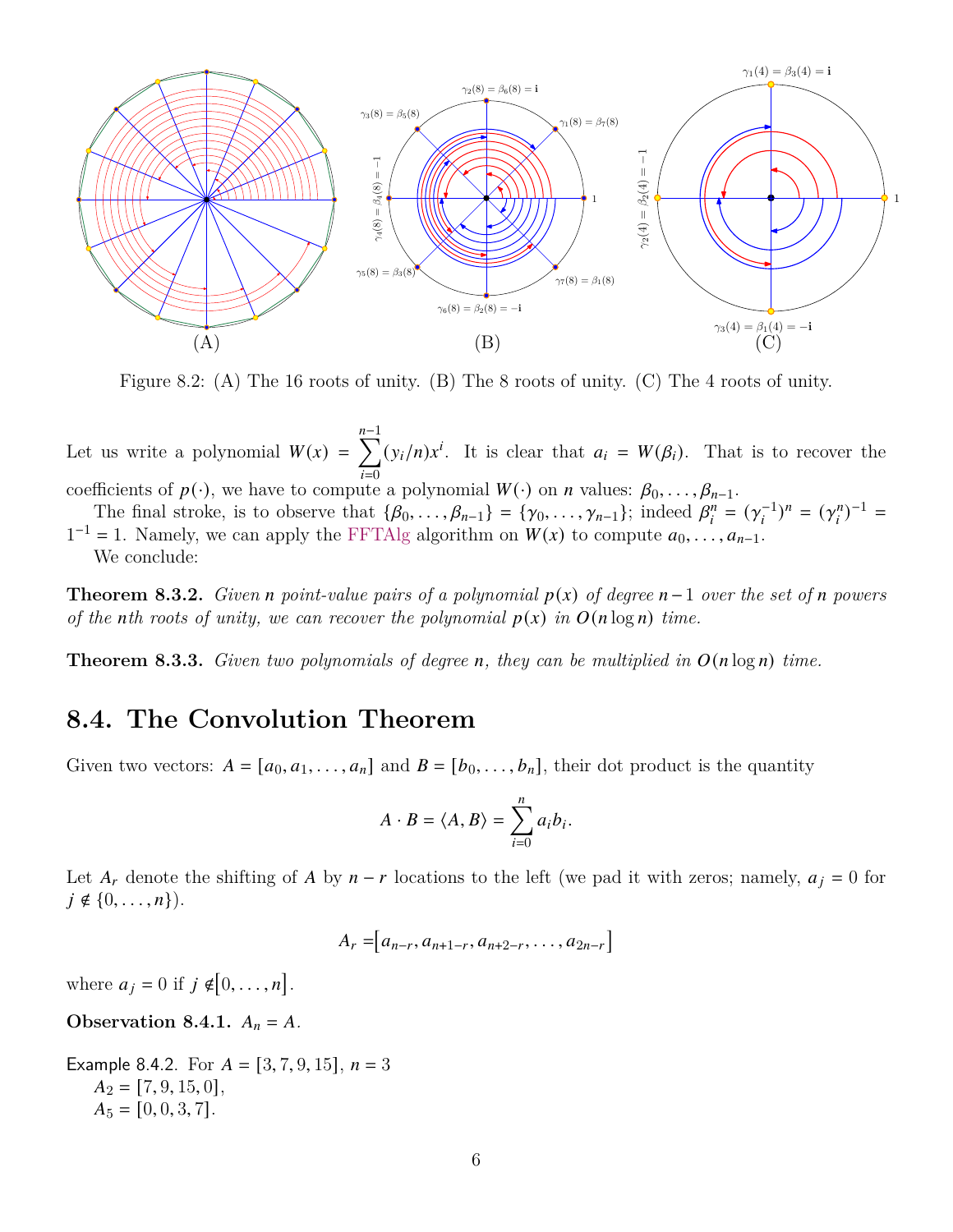Figure 8.2: (A) The 16 roots of unity. (B) The 8 roots of unity. (C) The 4 roots of unity.

Let us write a polynomial $W(x) = \sum_{i=0}^{n-1} (y_i/n)x^i$. It is clear that $a_i = W(\beta_i)$. That is to recover the coefficients of $p(\cdot)$, we have to compute a polynomial $W(\cdot)$ on $n$ values: $\beta_0, \ldots, \beta_{n-1}$.

The final stroke, is to observe that $\{\beta_0, \ldots, \beta_{n-1}\} = \{\gamma_0, \ldots, \gamma_{n-1}\}$; indeed $\beta_i^n = (\gamma_i^{-1})^n = (\gamma_i^n)^{-1} = 1^{-1} = 1$. Namely, we can apply the FFTAlg algorithm on $W(x)$ to compute $a_0, \ldots, a_{n-1}$.

We conclude:

**Theorem 8.3.2.** *Given $n$ point-value pairs of a polynomial $p(x)$ of degree $n-1$ over the set of $n$ powers of the $n$th roots of unity, we can recover the polynomial $p(x)$ in $O(n \log n)$ time.*

**Theorem 8.3.3.** *Given two polynomials of degree $n$, they can be multiplied in $O(n \log n)$ time.*

## 8.4. The Convolution Theorem

Given two vectors: $A = [a_0, a_1, \ldots, a_n]$ and $B = [b_0, \ldots, b_n]$, their dot product is the quantity

$$A \cdot B = \langle A, B \rangle = \sum_{i=0}^{n} a_i b_i.$$

Let $A_r$ denote the shifting of $A$ by $n - r$ locations to the left (we pad it with zeros; namely, $a_j = 0$ for $j \notin \{0, \ldots, n\}$).

$$A_r = \left[a_{n-r}, a_{n+1-r}, a_{n+2-r}, \ldots, a_{2n-r}\right]$$

where $a_j = 0$ if $j \notin \left[0, \ldots, n\right]$.

**Observation 8.4.1.** $A_n = A$.

Example 8.4.2. For $A = [3, 7, 9, 15]$, $n = 3$
$A_2 = [7, 9, 15, 0]$,
$A_5 = [0, 0, 3, 7]$.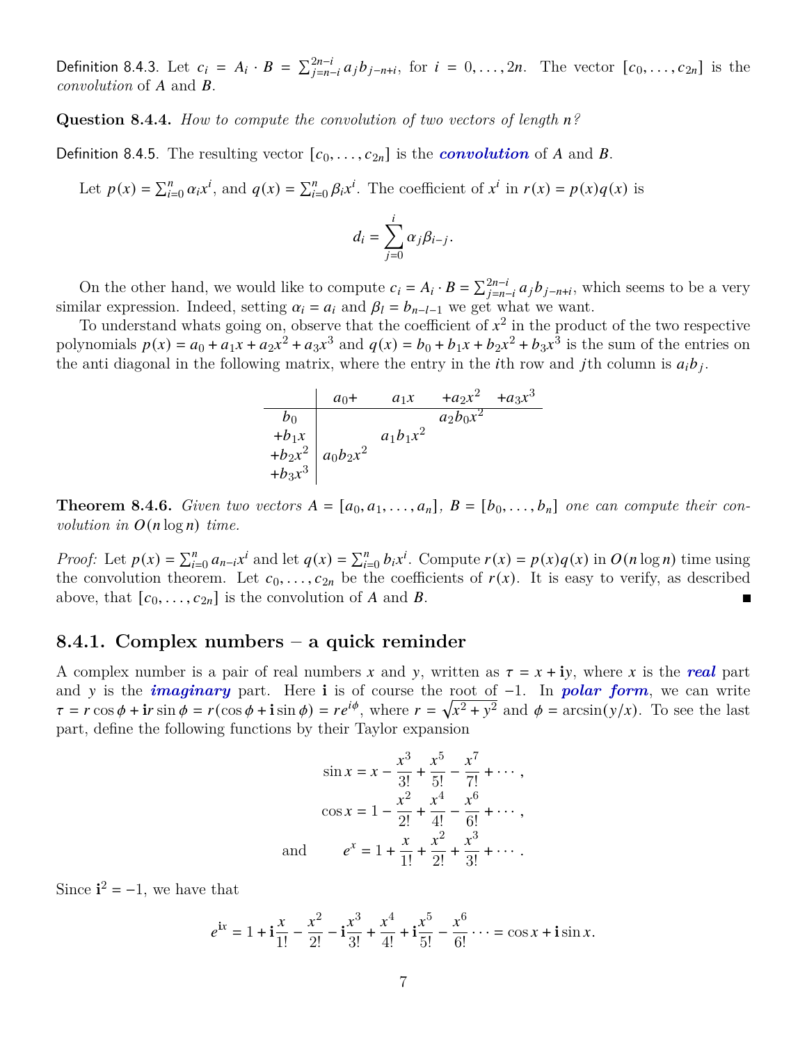Definition 8.4.3. Let $c_i = A_i \cdot B = \sum_{j=n-i}^{2n-i} a_j b_{j-n+i}$, for $i = 0, \ldots, 2n$. The vector $[c_0, \ldots, c_{2n}]$ is the *convolution* of $A$ and $B$.

**Question 8.4.4.** *How to compute the convolution of two vectors of length $n$?*

Definition 8.4.5. The resulting vector $[c_0, \ldots, c_{2n}]$ is the ***convolution*** of $A$ and $B$.

Let $p(x) = \sum_{i=0}^{n} \alpha_i x^i$, and $q(x) = \sum_{i=0}^{n} \beta_i x^i$. The coefficient of $x^i$ in $r(x) = p(x)q(x)$ is

$$d_i = \sum_{j=0}^{i} \alpha_j \beta_{i-j}.$$

On the other hand, we would like to compute $c_i = A_i \cdot B = \sum_{j=n-i}^{2n-i} a_j b_{j-n+i}$, which seems to be a very similar expression. Indeed, setting $\alpha_i = a_i$ and $\beta_l = b_{n-l-1}$ we get what we want.

To understand whats going on, observe that the coefficient of $x^2$ in the product of the two respective polynomials $p(x) = a_0 + a_1 x + a_2 x^2 + a_3 x^3$ and $q(x) = b_0 + b_1 x + b_2 x^2 + b_3 x^3$ is the sum of the entries on the anti diagonal in the following matrix, where the entry in the $i$th row and $j$th column is $a_i b_j$.

| | $a_0+$ | $a_1 x$ | $+a_2 x^2$ | $+a_3 x^3$ |
|---|---|---|---|---|
| $b_0$ | | | $a_2 b_0 x^2$ | |
| $+b_1 x$ | | $a_1 b_1 x^2$ | | |
| $+b_2 x^2$ | $a_0 b_2 x^2$ | | | |
| $+b_3 x^3$ | | | | |

**Theorem 8.4.6.** *Given two vectors $A = [a_0, a_1, \ldots, a_n]$, $B = [b_0, \ldots, b_n]$ one can compute their convolution in $O(n \log n)$ time.*

*Proof:* Let $p(x) = \sum_{i=0}^{n} a_{n-i} x^i$ and let $q(x) = \sum_{i=0}^{n} b_i x^i$. Compute $r(x) = p(x)q(x)$ in $O(n \log n)$ time using the convolution theorem. Let $c_0, \ldots, c_{2n}$ be the coefficients of $r(x)$. It is easy to verify, as described above, that $[c_0, \ldots, c_{2n}]$ is the convolution of $A$ and $B$. ∎

### 8.4.1. Complex numbers – a quick reminder

A complex number is a pair of real numbers $x$ and $y$, written as $\tau = x + \mathbf{i}y$, where $x$ is the ***real*** part and $y$ is the ***imaginary*** part. Here $\mathbf{i}$ is of course the root of $-1$. In ***polar form***, we can write $\tau = r\cos\phi + \mathbf{i}r\sin\phi = r(\cos\phi + \mathbf{i}\sin\phi) = re^{i\phi}$, where $r = \sqrt{x^2 + y^2}$ and $\phi = \arcsin(y/x)$. To see the last part, define the following functions by their Taylor expansion

$$\sin x = x - \frac{x^3}{3!} + \frac{x^5}{5!} - \frac{x^7}{7!} + \cdots,$$

$$\cos x = 1 - \frac{x^2}{2!} + \frac{x^4}{4!} - \frac{x^6}{6!} + \cdots,$$

$$\text{and} \qquad e^x = 1 + \frac{x}{1!} + \frac{x^2}{2!} + \frac{x^3}{3!} + \cdots.$$

Since $\mathbf{i}^2 = -1$, we have that

$$e^{\mathbf{i}x} = 1 + \mathbf{i}\frac{x}{1!} - \frac{x^2}{2!} - \mathbf{i}\frac{x^3}{3!} + \frac{x^4}{4!} + \mathbf{i}\frac{x^5}{5!} - \frac{x^6}{6!} \cdots = \cos x + \mathbf{i}\sin x.$$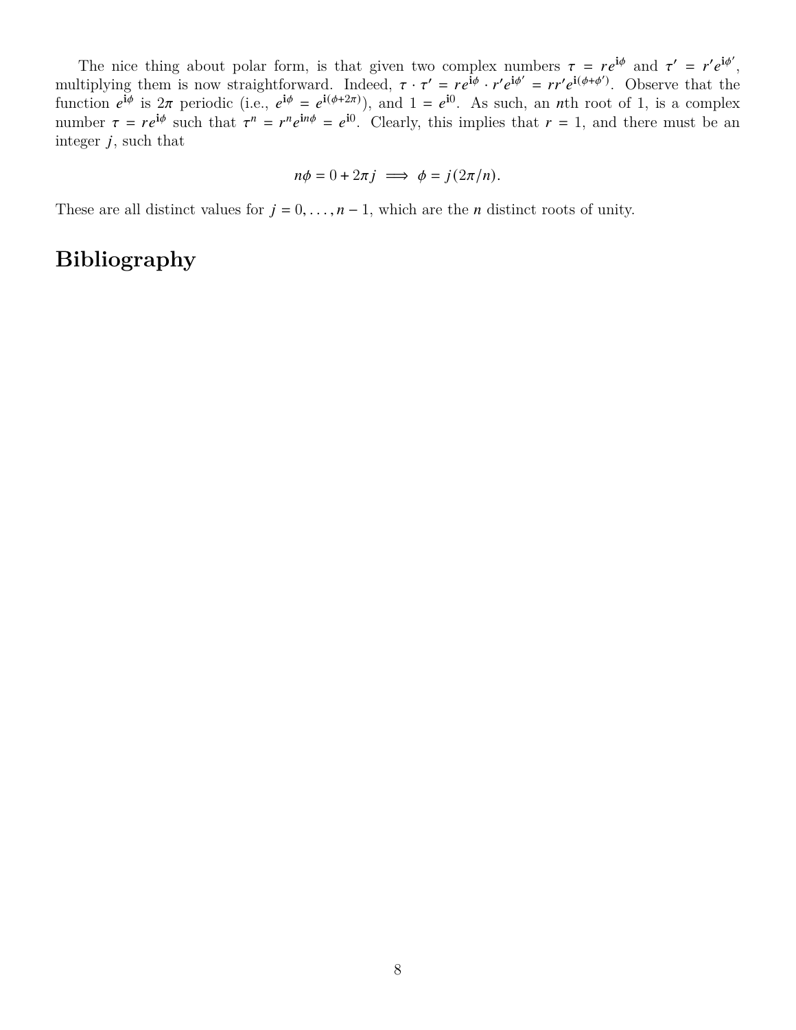The nice thing about polar form, is that given two complex numbers $\tau = re^{\mathbf{i}\phi}$ and $\tau' = r'e^{\mathbf{i}\phi'}$, multiplying them is now straightforward. Indeed, $\tau \cdot \tau' = re^{\mathbf{i}\phi} \cdot r'e^{\mathbf{i}\phi'} = rr'e^{\mathbf{i}(\phi+\phi')}$. Observe that the function $e^{\mathbf{i}\phi}$ is $2\pi$ periodic (i.e., $e^{\mathbf{i}\phi} = e^{\mathbf{i}(\phi+2\pi)}$), and $1 = e^{\mathbf{i}0}$. As such, an $n$th root of 1, is a complex number $\tau = re^{\mathbf{i}\phi}$ such that $\tau^n = r^n e^{\mathbf{i}n\phi} = e^{\mathbf{i}0}$. Clearly, this implies that $r = 1$, and there must be an integer $j$, such that

$$n\phi = 0 + 2\pi j \implies \phi = j(2\pi/n).$$

These are all distinct values for $j = 0, \ldots, n-1$, which are the $n$ distinct roots of unity.

# Bibliography